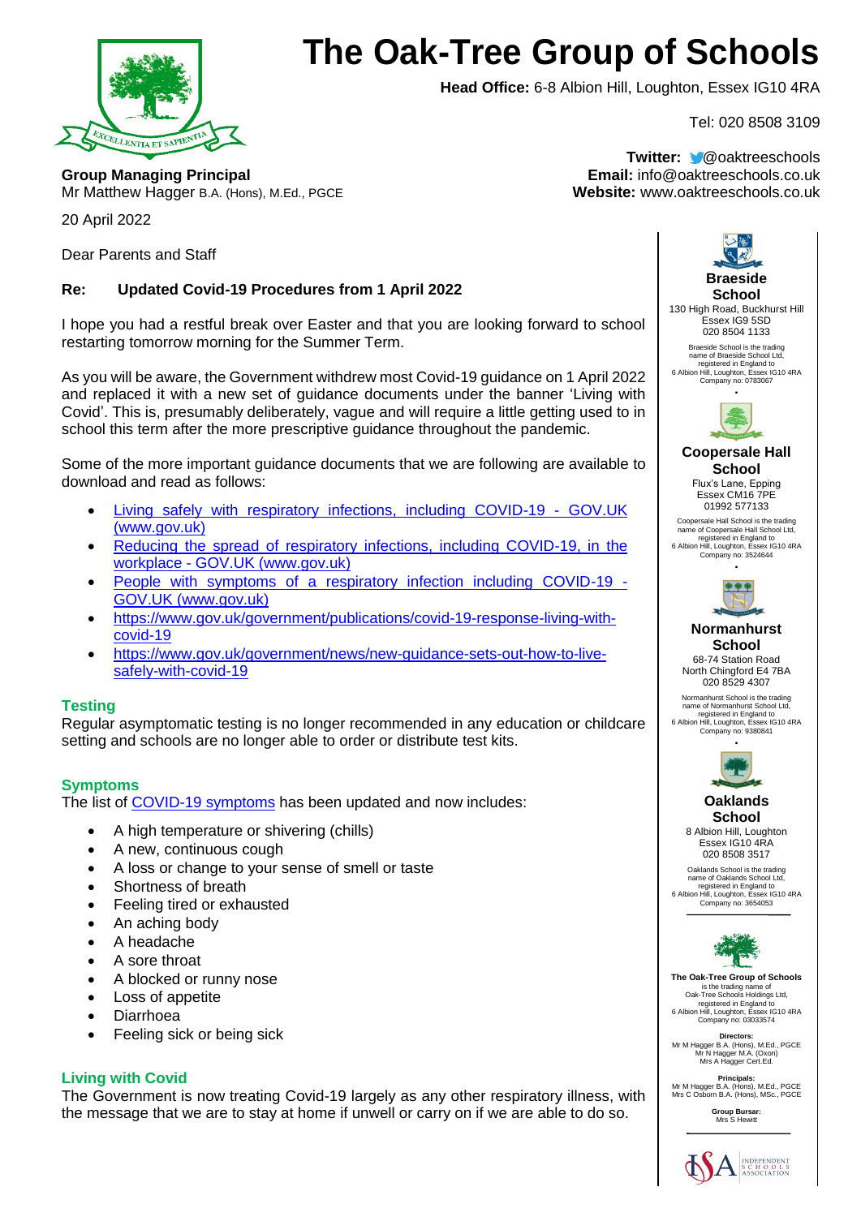# The Oak-Tree Group of Schools

**Head Office:** 6-8 Albion Hill, Loughton, Essex IG10 4RA

Tel: 020 8508 3109

**Twitter:** @oaktreeschools
**Email:** info@oaktreeschools.co.uk
**Website:** www.oaktreeschools.co.uk

**Group Managing Principal**
Mr Matthew Hagger B.A. (Hons), M.Ed., PGCE

20 April 2022

Dear Parents and Staff

**Re: Updated Covid-19 Procedures from 1 April 2022**

I hope you had a restful break over Easter and that you are looking forward to school restarting tomorrow morning for the Summer Term.

As you will be aware, the Government withdrew most Covid-19 guidance on 1 April 2022 and replaced it with a new set of guidance documents under the banner 'Living with Covid'. This is, presumably deliberately, vague and will require a little getting used to in school this term after the more prescriptive guidance throughout the pandemic.

Some of the more important guidance documents that we are following are available to download and read as follows:

- Living safely with respiratory infections, including COVID-19 - GOV.UK (www.gov.uk)
- Reducing the spread of respiratory infections, including COVID-19, in the workplace - GOV.UK (www.gov.uk)
- People with symptoms of a respiratory infection including COVID-19 - GOV.UK (www.gov.uk)
- https://www.gov.uk/government/publications/covid-19-response-living-with-covid-19
- https://www.gov.uk/government/news/new-guidance-sets-out-how-to-live-safely-with-covid-19

## Testing

Regular asymptomatic testing is no longer recommended in any education or childcare setting and schools are no longer able to order or distribute test kits.

## Symptoms

The list of COVID-19 symptoms has been updated and now includes:

- A high temperature or shivering (chills)
- A new, continuous cough
- A loss or change to your sense of smell or taste
- Shortness of breath
- Feeling tired or exhausted
- An aching body
- A headache
- A sore throat
- A blocked or runny nose
- Loss of appetite
- Diarrhoea
- Feeling sick or being sick

## Living with Covid

The Government is now treating Covid-19 largely as any other respiratory illness, with the message that we are to stay at home if unwell or carry on if we are able to do so.

---

**Braeside School**
130 High Road, Buckhurst Hill
Essex IG9 5SD
020 8504 1133

Braeside School is the trading name of Braeside School Ltd, registered in England to 6 Albion Hill, Loughton, Essex IG10 4RA Company no: 0783067

**Coopersale Hall School**
Flux's Lane, Epping
Essex CM16 7PE
01992 577133

Coopersale Hall School is the trading name of Coopersale Hall School Ltd, registered in England to 6 Albion Hill, Loughton, Essex IG10 4RA Company no: 3524644

**Normanhurst School**
68-74 Station Road
North Chingford E4 7BA
020 8529 4307

Normanhurst School is the trading name of Normanhurst School Ltd, registered in England to 6 Albion Hill, Loughton, Essex IG10 4RA Company no: 9380841

**Oaklands School**
8 Albion Hill, Loughton
Essex IG10 4RA
020 8508 3517

Oaklands School is the trading name of Oaklands School Ltd, registered in England to 6 Albion Hill, Loughton, Essex IG10 4RA Company no: 3654053

**The Oak-Tree Group of Schools** is the trading name of Oak-Tree Schools Holdings Ltd, registered in England to 6 Albion Hill, Loughton, Essex IG10 4RA Company no: 03033574

**Directors:**
Mr M Hagger B.A. (Hons), M.Ed., PGCE
Mr N Hagger M.A. (Oxon)
Mrs A Hagger Cert.Ed.

**Principals:**
Mr M Hagger B.A. (Hons), M.Ed., PGCE
Mrs C Osborn B.A. (Hons), MSc., PGCE

**Group Bursar:**
Mrs S Hewitt

ISA Independent Schools Association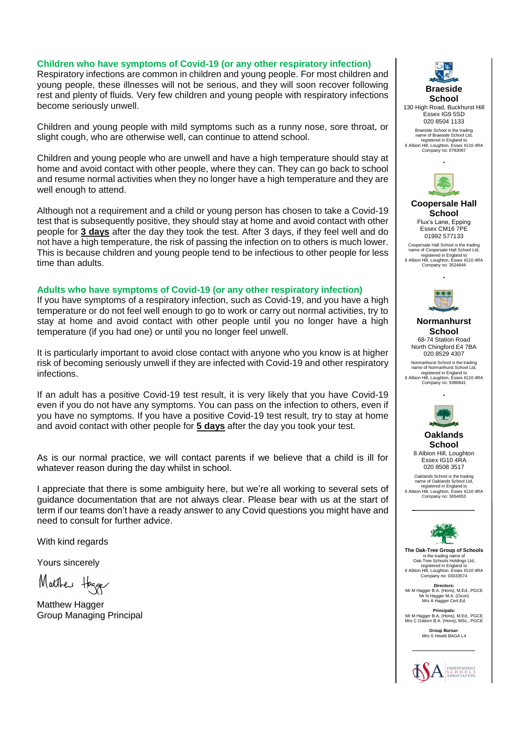### Children who have symptoms of Covid-19 (or any other respiratory infection)

Respiratory infections are common in children and young people. For most children and young people, these illnesses will not be serious, and they will soon recover following rest and plenty of fluids. Very few children and young people with respiratory infections become seriously unwell.

Children and young people with mild symptoms such as a runny nose, sore throat, or slight cough, who are otherwise well, can continue to attend school.

Children and young people who are unwell and have a high temperature should stay at home and avoid contact with other people, where they can. They can go back to school and resume normal activities when they no longer have a high temperature and they are well enough to attend.

Although not a requirement and a child or young person has chosen to take a Covid-19 test that is subsequently positive, they should stay at home and avoid contact with other people for **3 days** after the day they took the test. After 3 days, if they feel well and do not have a high temperature, the risk of passing the infection on to others is much lower. This is because children and young people tend to be infectious to other people for less time than adults.

### Adults who have symptoms of Covid-19 (or any other respiratory infection)

If you have symptoms of a respiratory infection, such as Covid-19, and you have a high temperature or do not feel well enough to go to work or carry out normal activities, try to stay at home and avoid contact with other people until you no longer have a high temperature (if you had one) or until you no longer feel unwell.

It is particularly important to avoid close contact with anyone who you know is at higher risk of becoming seriously unwell if they are infected with Covid-19 and other respiratory infections.

If an adult has a positive Covid-19 test result, it is very likely that you have Covid-19 even if you do not have any symptoms. You can pass on the infection to others, even if you have no symptoms. If you have a positive Covid-19 test result, try to stay at home and avoid contact with other people for **5 days** after the day you took your test.

As is our normal practice, we will contact parents if we believe that a child is ill for whatever reason during the day whilst in school.

I appreciate that there is some ambiguity here, but we're all working to several sets of guidance documentation that are not always clear. Please bear with us at the start of term if our teams don't have a ready answer to any Covid questions you might have and need to consult for further advice.

With kind regards

Yours sincerely

Matthew Hagger

Matthew Hagger
Group Managing Principal

---

**Braeside School**
130 High Road, Buckhurst Hill
Essex IG9 5SD
020 8504 1133
Braeside School is the trading name of Braeside School Ltd, registered in England to 6 Albion Hill, Loughton, Essex IG10 4RA
Company no: 0783067

**Coopersale Hall School**
Flux's Lane, Epping
Essex CM16 7PE
01992 577133
Coopersale Hall School is the trading name of Coopersale Hall School Ltd, registered in England to 6 Albion Hill, Loughton, Essex IG10 4RA
Company no: 3524644

**Normanhurst School**
68-74 Station Road
North Chingford E4 7BA
020 8529 4307
Normanhurst School is the trading name of Normanhurst School Ltd, registered in England to 6 Albion Hill, Loughton, Essex IG10 4RA
Company no: 9380841

**Oaklands School**
8 Albion Hill, Loughton
Essex IG10 4RA
020 8508 3517
Oaklands School is the trading name of Oaklands School Ltd, registered in England to 6 Albion Hill, Loughton, Essex IG10 4RA
Company no: 3654053

**The Oak-Tree Group of Schools**
is the trading name of Oak-Tree Schools Holdings Ltd, registered in England to 6 Albion Hill, Loughton, Essex IG10 4RA
Company no: 03033574

**Directors:**
Mr M Hagger B.A. (Hons), M.Ed., PGCE
Mr N Hagger M.A. (Oxon)
Mrs A Hagger Cert.Ed.

**Principals:**
Mr M Hagger B.A. (Hons), M.Ed., PGCE
Mrs C Osborn B.A. (Hons), MSc., PGCE

**Group Bursar:**
Mrs S Hewitt BAGA L4

ISA Independent Schools Association